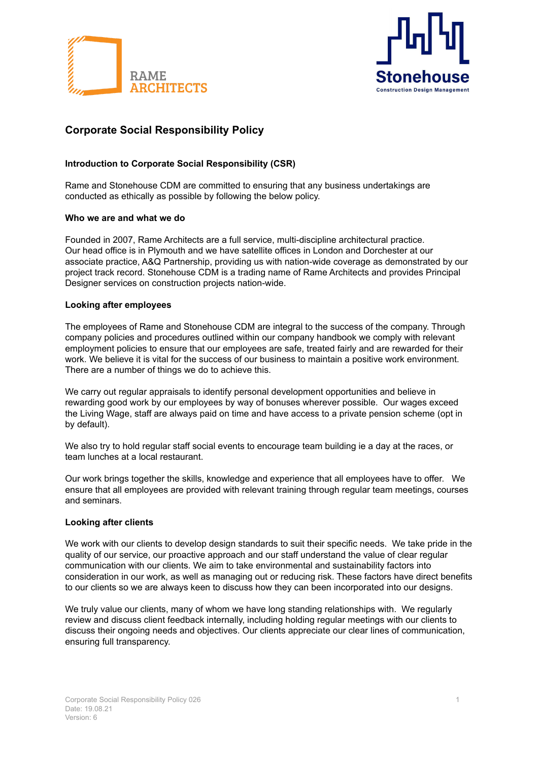RAME ARCHITECTS

Stonehouse
Construction Design Management

# Corporate Social Responsibility Policy

## Introduction to Corporate Social Responsibility (CSR)

Rame and Stonehouse CDM are committed to ensuring that any business undertakings are conducted as ethically as possible by following the below policy.

## Who we are and what we do

Founded in 2007, Rame Architects are a full service, multi-discipline architectural practice. Our head office is in Plymouth and we have satellite offices in London and Dorchester at our associate practice, A&Q Partnership, providing us with nation-wide coverage as demonstrated by our project track record. Stonehouse CDM is a trading name of Rame Architects and provides Principal Designer services on construction projects nation-wide.

## Looking after employees

The employees of Rame and Stonehouse CDM are integral to the success of the company. Through company policies and procedures outlined within our company handbook we comply with relevant employment policies to ensure that our employees are safe, treated fairly and are rewarded for their work. We believe it is vital for the success of our business to maintain a positive work environment. There are a number of things we do to achieve this.

We carry out regular appraisals to identify personal development opportunities and believe in rewarding good work by our employees by way of bonuses wherever possible. Our wages exceed the Living Wage, staff are always paid on time and have access to a private pension scheme (opt in by default).

We also try to hold regular staff social events to encourage team building ie a day at the races, or team lunches at a local restaurant.

Our work brings together the skills, knowledge and experience that all employees have to offer. We ensure that all employees are provided with relevant training through regular team meetings, courses and seminars.

## Looking after clients

We work with our clients to develop design standards to suit their specific needs. We take pride in the quality of our service, our proactive approach and our staff understand the value of clear regular communication with our clients. We aim to take environmental and sustainability factors into consideration in our work, as well as managing out or reducing risk. These factors have direct benefits to our clients so we are always keen to discuss how they can been incorporated into our designs.

We truly value our clients, many of whom we have long standing relationships with. We regularly review and discuss client feedback internally, including holding regular meetings with our clients to discuss their ongoing needs and objectives. Our clients appreciate our clear lines of communication, ensuring full transparency.

Corporate Social Responsibility Policy 026
Date: 19.08.21
Version: 6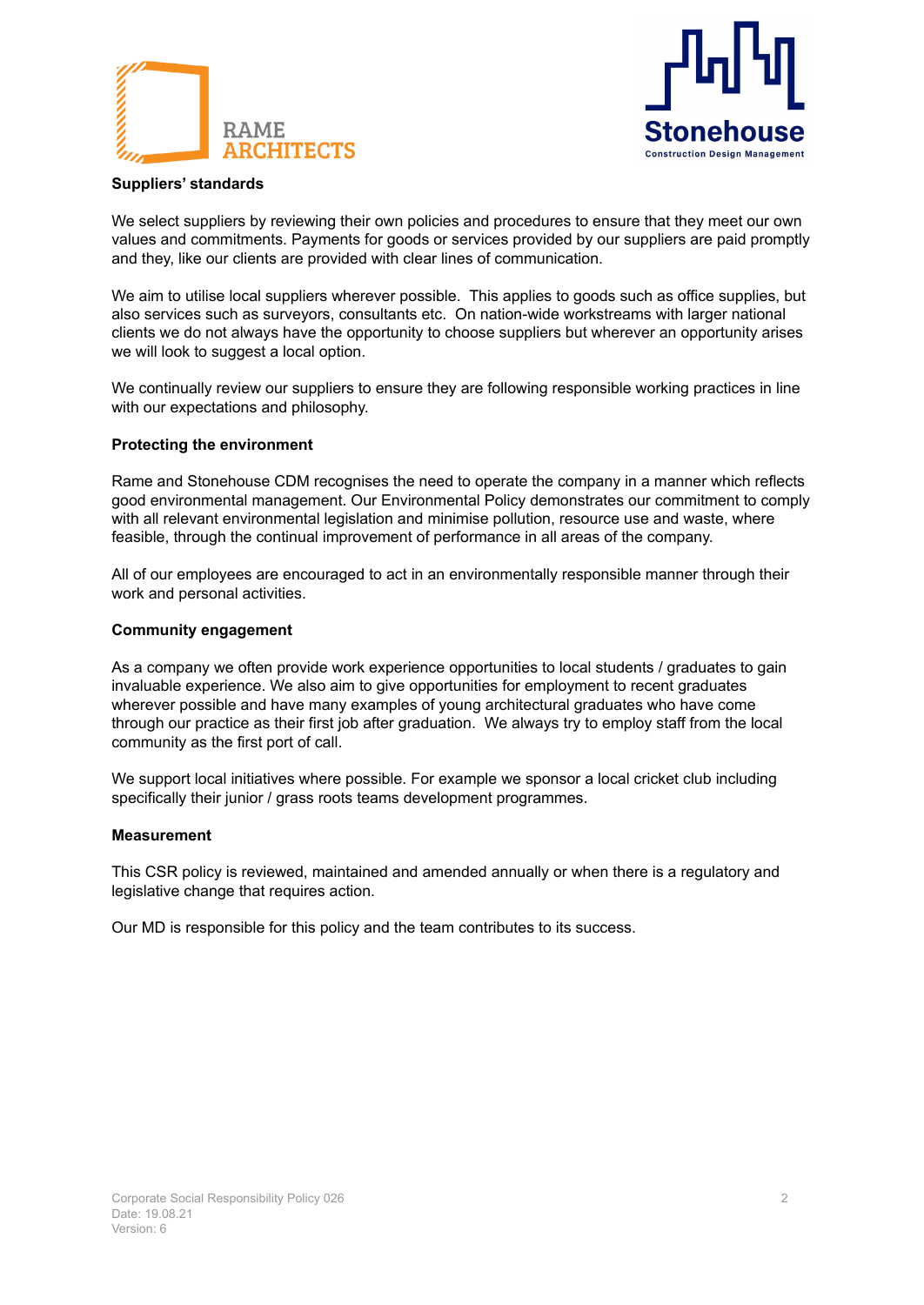**Suppliers' standards**

We select suppliers by reviewing their own policies and procedures to ensure that they meet our own values and commitments. Payments for goods or services provided by our suppliers are paid promptly and they, like our clients are provided with clear lines of communication.

We aim to utilise local suppliers wherever possible. This applies to goods such as office supplies, but also services such as surveyors, consultants etc. On nation-wide workstreams with larger national clients we do not always have the opportunity to choose suppliers but wherever an opportunity arises we will look to suggest a local option.

We continually review our suppliers to ensure they are following responsible working practices in line with our expectations and philosophy.

**Protecting the environment**

Rame and Stonehouse CDM recognises the need to operate the company in a manner which reflects good environmental management. Our Environmental Policy demonstrates our commitment to comply with all relevant environmental legislation and minimise pollution, resource use and waste, where feasible, through the continual improvement of performance in all areas of the company.

All of our employees are encouraged to act in an environmentally responsible manner through their work and personal activities.

**Community engagement**

As a company we often provide work experience opportunities to local students / graduates to gain invaluable experience. We also aim to give opportunities for employment to recent graduates wherever possible and have many examples of young architectural graduates who have come through our practice as their first job after graduation. We always try to employ staff from the local community as the first port of call.

We support local initiatives where possible. For example we sponsor a local cricket club including specifically their junior / grass roots teams development programmes.

**Measurement**

This CSR policy is reviewed, maintained and amended annually or when there is a regulatory and legislative change that requires action.

Our MD is responsible for this policy and the team contributes to its success.